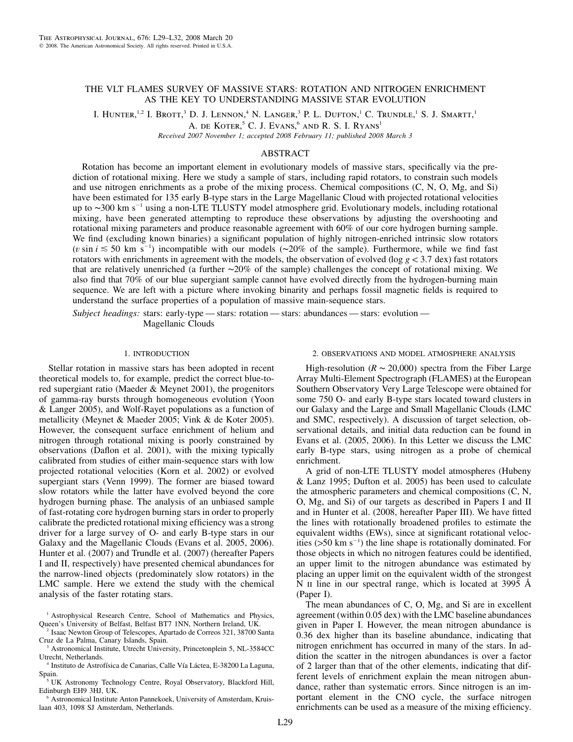# THE VLT FLAMES SURVEY OF MASSIVE STARS: ROTATION AND NITROGEN ENRICHMENT AS THE KEY TO UNDERSTANDING MASSIVE STAR EVOLUTION

I. Hunter,[1,2] I. Brott,[3] D. J. Lennon,[4] N. Langer,[3] P. L. Dufton,[1] C. Trundle,[1] S. J. Smartt,[1] A. de Koter,[5] C. J. Evans,[6] and R. S. I. Ryans[1]

*Received 2007 November 1; accepted 2008 February 11; published 2008 March 3*

## ABSTRACT

Rotation has become an important element in evolutionary models of massive stars, specifically via the prediction of rotational mixing. Here we study a sample of stars, including rapid rotators, to constrain such models and use nitrogen enrichments as a probe of the mixing process. Chemical compositions (C, N, O, Mg, and Si) have been estimated for 135 early B-type stars in the Large Magellanic Cloud with projected rotational velocities up to ∼300 km s$^{-1}$ using a non-LTE TLUSTY model atmosphere grid. Evolutionary models, including rotational mixing, have been generated attempting to reproduce these observations by adjusting the overshooting and rotational mixing parameters and produce reasonable agreement with 60% of our core hydrogen burning sample. We find (excluding known binaries) a significant population of highly nitrogen-enriched intrinsic slow rotators ($v \sin i \lesssim 50$ km s$^{-1}$) incompatible with our models (∼20% of the sample). Furthermore, while we find fast rotators with enrichments in agreement with the models, the observation of evolved ($\log g < 3.7$ dex) fast rotators that are relatively unenriched (a further ∼20% of the sample) challenges the concept of rotational mixing. We also find that 70% of our blue supergiant sample cannot have evolved directly from the hydrogen-burning main sequence. We are left with a picture where invoking binarity and perhaps fossil magnetic fields is required to understand the surface properties of a population of massive main-sequence stars.

*Subject headings:* stars: early-type — stars: rotation — stars: abundances — stars: evolution — Magellanic Clouds

## 1. INTRODUCTION

Stellar rotation in massive stars has been adopted in recent theoretical models to, for example, predict the correct blue-to-red supergiant ratio (Maeder & Meynet 2001), the progenitors of gamma-ray bursts through homogeneous evolution (Yoon & Langer 2005), and Wolf-Rayet populations as a function of metallicity (Meynet & Maeder 2005; Vink & de Koter 2005). However, the consequent surface enrichment of helium and nitrogen through rotational mixing is poorly constrained by observations (Daflon et al. 2001), with the mixing typically calibrated from studies of either main-sequence stars with low projected rotational velocities (Korn et al. 2002) or evolved supergiant stars (Venn 1999). The former are biased toward slow rotators while the latter have evolved beyond the core hydrogen burning phase. The analysis of an unbiased sample of fast-rotating core hydrogen burning stars in order to properly calibrate the predicted rotational mixing efficiency was a strong driver for a large survey of O- and early B-type stars in our Galaxy and the Magellanic Clouds (Evans et al. 2005, 2006). Hunter et al. (2007) and Trundle et al. (2007) (hereafter Papers I and II, respectively) have presented chemical abundances for the narrow-lined objects (predominately slow rotators) in the LMC sample. Here we extend the study with the chemical analysis of the faster rotating stars.

## 2. OBSERVATIONS AND MODEL ATMOSPHERE ANALYSIS

High-resolution ($R \sim 20{,}000$) spectra from the Fiber Large Array Multi-Element Spectrograph (FLAMES) at the European Southern Observatory Very Large Telescope were obtained for some 750 O- and early B-type stars located toward clusters in our Galaxy and the Large and Small Magellanic Clouds (LMC and SMC, respectively). A discussion of target selection, observational details, and initial data reduction can be found in Evans et al. (2005, 2006). In this Letter we discuss the LMC early B-type stars, using nitrogen as a probe of chemical enrichment.

A grid of non-LTE TLUSTY model atmospheres (Hubeny & Lanz 1995; Dufton et al. 2005) has been used to calculate the atmospheric parameters and chemical compositions (C, N, O, Mg, and Si) of our targets as described in Papers I and II and in Hunter et al. (2008, hereafter Paper III). We have fitted the lines with rotationally broadened profiles to estimate the equivalent widths (EWs), since at significant rotational velocities (>50 km s$^{-1}$) the line shape is rotationally dominated. For those objects in which no nitrogen features could be identified, an upper limit to the nitrogen abundance was estimated by placing an upper limit on the equivalent width of the strongest N II line in our spectral range, which is located at 3995 Å (Paper I).

The mean abundances of C, O, Mg, and Si are in excellent agreement (within 0.05 dex) with the LMC baseline abundances given in Paper I. However, the mean nitrogen abundance is 0.36 dex higher than its baseline abundance, indicating that nitrogen enrichment has occurred in many of the stars. In addition the scatter in the nitrogen abundances is over a factor of 2 larger than that of the other elements, indicating that different levels of enrichment explain the mean nitrogen abundance, rather than systematic errors. Since nitrogen is an important element in the CNO cycle, the surface nitrogen enrichments can be used as a measure of the mixing efficiency.

---

[1] Astrophysical Research Centre, School of Mathematics and Physics, Queen's University of Belfast, Belfast BT7 1NN, Northern Ireland, UK.

[2] Isaac Newton Group of Telescopes, Apartado de Correos 321, 38700 Santa Cruz de La Palma, Canary Islands, Spain.

[3] Astronomical Institute, Utrecht University, Princetonplein 5, NL-3584CC Utrecht, Netherlands.

[4] Instituto de Astrofísica de Canarias, Calle Vía Láctea, E-38200 La Laguna, Spain.

[5] UK Astronomy Technology Centre, Royal Observatory, Blackford Hill, Edinburgh EH9 3HJ, UK.

[6] Astronomical Institute Anton Pannekoek, University of Amsterdam, Kruislaan 403, 1098 SJ Amsterdam, Netherlands.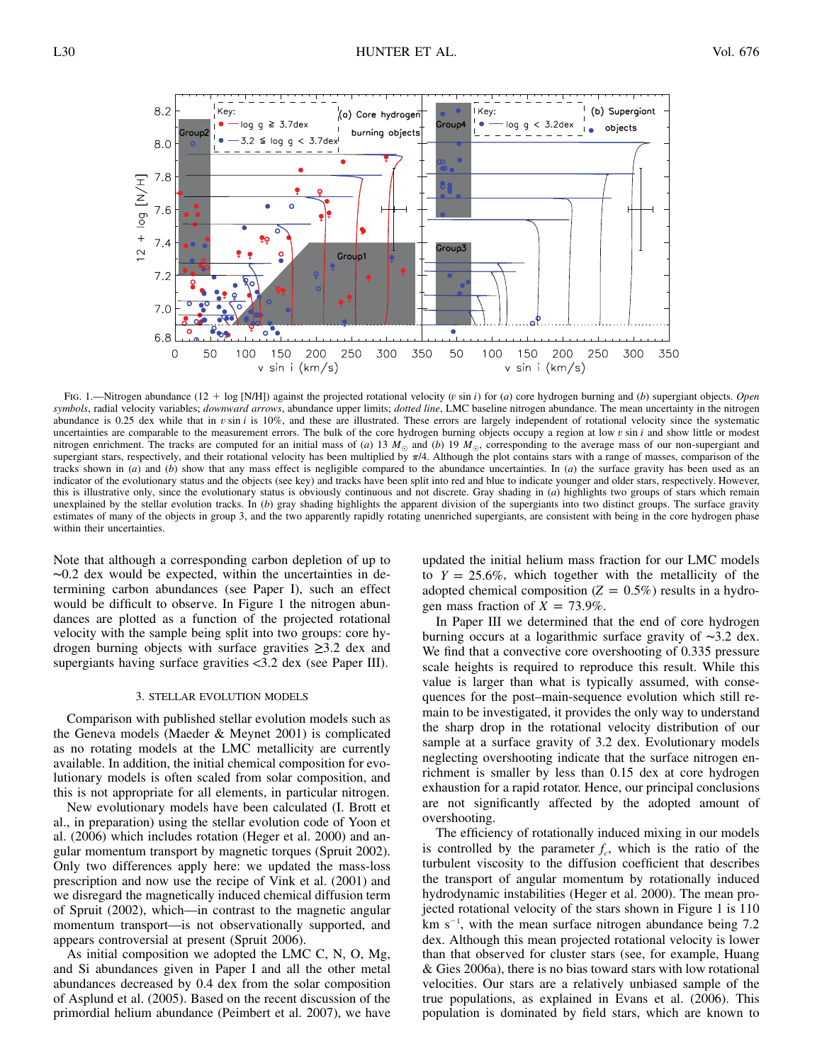FIG. 1.—Nitrogen abundance (12 + log [N/H]) against the projected rotational velocity ($v \sin i$) for (*a*) core hydrogen burning and (*b*) supergiant objects. *Open symbols*, radial velocity variables; *downward arrows*, abundance upper limits; *dotted line*, LMC baseline nitrogen abundance. The mean uncertainty in the nitrogen abundance is 0.25 dex while that in $v \sin i$ is 10%, and these are illustrated. These errors are largely independent of rotational velocity since the systematic uncertainties are comparable to the measurement errors. The bulk of the core hydrogen burning objects occupy a region at low $v \sin i$ and show little or modest nitrogen enrichment. The tracks are computed for an initial mass of (*a*) 13 $M_{\odot}$ and (*b*) 19 $M_{\odot}$, corresponding to the average mass of our non-supergiant and supergiant stars, respectively, and their rotational velocity has been multiplied by $\pi/4$. Although the plot contains stars with a range of masses, comparison of the tracks shown in (*a*) and (*b*) show that any mass effect is negligible compared to the abundance uncertainties. In (*a*) the surface gravity has been used as an indicator of the evolutionary status and the objects (see key) and tracks have been split into red and blue to indicate younger and older stars, respectively. However, this is illustrative only, since the evolutionary status is obviously continuous and not discrete. Gray shading in (*a*) highlights two groups of stars which remain unexplained by the stellar evolution tracks. In (*b*) gray shading highlights the apparent division of the supergiants into two distinct groups. The surface gravity estimates of many of the objects in group 3, and the two apparently rapidly rotating unenriched supergiants, are consistent with being in the core hydrogen phase within their uncertainties.

Note that although a corresponding carbon depletion of up to ∼0.2 dex would be expected, within the uncertainties in determining carbon abundances (see Paper I), such an effect would be difficult to observe. In Figure 1 the nitrogen abundances are plotted as a function of the projected rotational velocity with the sample being split into two groups: core hydrogen burning objects with surface gravities ≥3.2 dex and supergiants having surface gravities <3.2 dex (see Paper III).

## 3. STELLAR EVOLUTION MODELS

Comparison with published stellar evolution models such as the Geneva models (Maeder & Meynet 2001) is complicated as no rotating models at the LMC metallicity are currently available. In addition, the initial chemical composition for evolutionary models is often scaled from solar composition, and this is not appropriate for all elements, in particular nitrogen.

New evolutionary models have been calculated (I. Brott et al., in preparation) using the stellar evolution code of Yoon et al. (2006) which includes rotation (Heger et al. 2000) and angular momentum transport by magnetic torques (Spruit 2002). Only two differences apply here: we updated the mass-loss prescription and now use the recipe of Vink et al. (2001) and we disregard the magnetically induced chemical diffusion term of Spruit (2002), which—in contrast to the magnetic angular momentum transport—is not observationally supported, and appears controversial at present (Spruit 2006).

As initial composition we adopted the LMC C, N, O, Mg, and Si abundances given in Paper I and all the other metal abundances decreased by 0.4 dex from the solar composition of Asplund et al. (2005). Based on the recent discussion of the primordial helium abundance (Peimbert et al. 2007), we have updated the initial helium mass fraction for our LMC models to $Y = 25.6\%$, which together with the metallicity of the adopted chemical composition ($Z = 0.5\%$) results in a hydrogen mass fraction of $X = 73.9\%$.

In Paper III we determined that the end of core hydrogen burning occurs at a logarithmic surface gravity of ∼3.2 dex. We find that a convective core overshooting of 0.335 pressure scale heights is required to reproduce this result. While this value is larger than what is typically assumed, with consequences for the post–main-sequence evolution which still remain to be investigated, it provides the only way to understand the sharp drop in the rotational velocity distribution of our sample at a surface gravity of 3.2 dex. Evolutionary models neglecting overshooting indicate that the surface nitrogen enrichment is smaller by less than 0.15 dex at core hydrogen exhaustion for a rapid rotator. Hence, our principal conclusions are not significantly affected by the adopted amount of overshooting.

The efficiency of rotationally induced mixing in our models is controlled by the parameter $f_c$, which is the ratio of the turbulent viscosity to the diffusion coefficient that describes the transport of angular momentum by rotationally induced hydrodynamic instabilities (Heger et al. 2000). The mean projected rotational velocity of the stars shown in Figure 1 is 110 km s$^{-1}$, with the mean surface nitrogen abundance being 7.2 dex. Although this mean projected rotational velocity is lower than that observed for cluster stars (see, for example, Huang & Gies 2006a), there is no bias toward stars with low rotational velocities. Our stars are a relatively unbiased sample of the true populations, as explained in Evans et al. (2006). This population is dominated by field stars, which are known to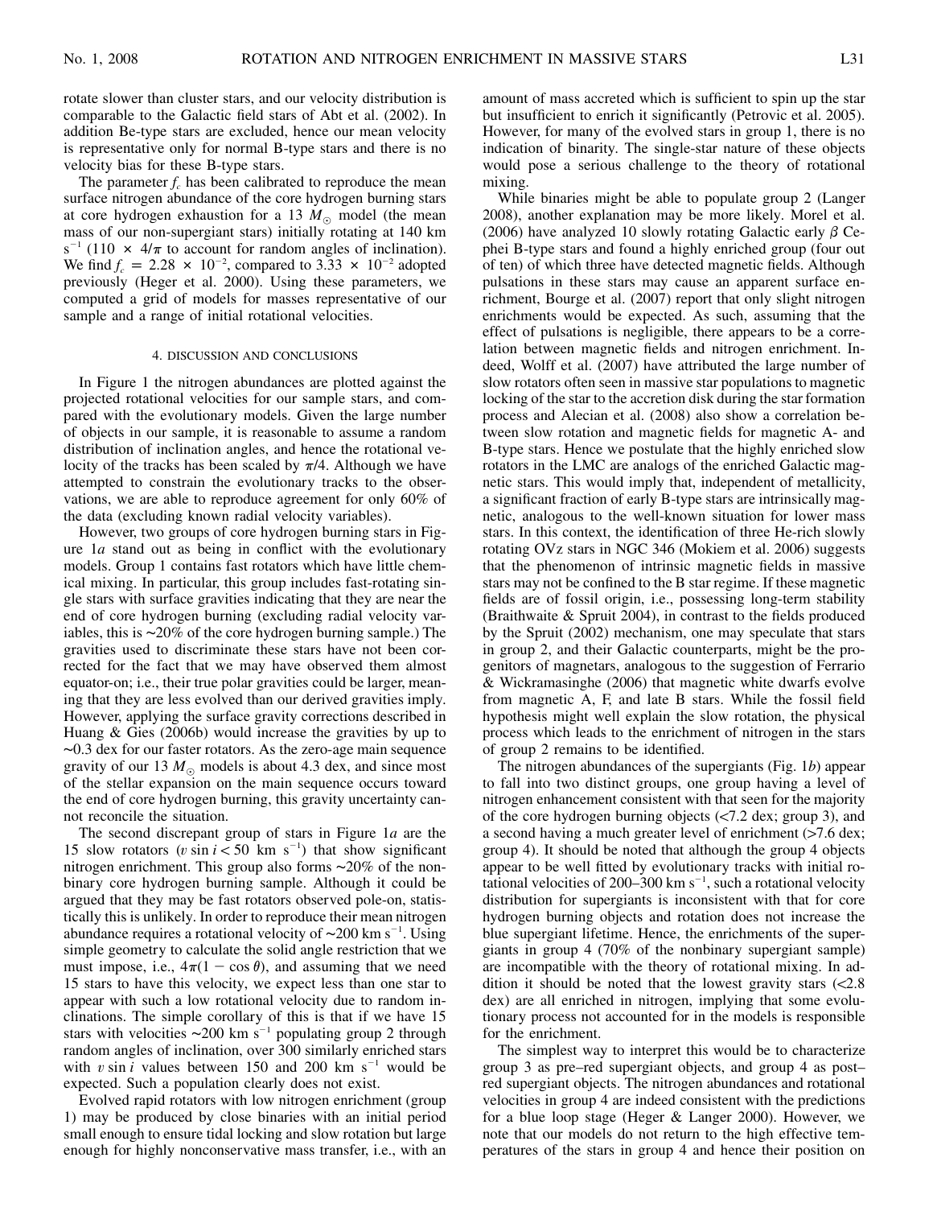rotate slower than cluster stars, and our velocity distribution is comparable to the Galactic field stars of Abt et al. (2002). In addition Be-type stars are excluded, hence our mean velocity is representative only for normal B-type stars and there is no velocity bias for these B-type stars.

The parameter $f_c$ has been calibrated to reproduce the mean surface nitrogen abundance of the core hydrogen burning stars at core hydrogen exhaustion for a 13 $M_\odot$ model (the mean mass of our non-supergiant stars) initially rotating at 140 km s$^{-1}$ (110 × $4/\pi$ to account for random angles of inclination). We find $f_c = 2.28 \times 10^{-2}$, compared to $3.33 \times 10^{-2}$ adopted previously (Heger et al. 2000). Using these parameters, we computed a grid of models for masses representative of our sample and a range of initial rotational velocities.

## 4. DISCUSSION AND CONCLUSIONS

In Figure 1 the nitrogen abundances are plotted against the projected rotational velocities for our sample stars, and compared with the evolutionary models. Given the large number of objects in our sample, it is reasonable to assume a random distribution of inclination angles, and hence the rotational velocity of the tracks has been scaled by $\pi/4$. Although we have attempted to constrain the evolutionary tracks to the observations, we are able to reproduce agreement for only 60% of the data (excluding known radial velocity variables).

However, two groups of core hydrogen burning stars in Figure 1*a* stand out as being in conflict with the evolutionary models. Group 1 contains fast rotators which have little chemical mixing. In particular, this group includes fast-rotating single stars with surface gravities indicating that they are near the end of core hydrogen burning (excluding radial velocity variables, this is ~20% of the core hydrogen burning sample.) The gravities used to discriminate these stars have not been corrected for the fact that we may have observed them almost equator-on; i.e., their true polar gravities could be larger, meaning that they are less evolved than our derived gravities imply. However, applying the surface gravity corrections described in Huang & Gies (2006b) would increase the gravities by up to ~0.3 dex for our faster rotators. As the zero-age main sequence gravity of our 13 $M_\odot$ models is about 4.3 dex, and since most of the stellar expansion on the main sequence occurs toward the end of core hydrogen burning, this gravity uncertainty cannot reconcile the situation.

The second discrepant group of stars in Figure 1*a* are the 15 slow rotators ($v \sin i < 50$ km s$^{-1}$) that show significant nitrogen enrichment. This group also forms ~20% of the nonbinary core hydrogen burning sample. Although it could be argued that they may be fast rotators observed pole-on, statistically this is unlikely. In order to reproduce their mean nitrogen abundance requires a rotational velocity of ~200 km s$^{-1}$. Using simple geometry to calculate the solid angle restriction that we must impose, i.e., $4\pi(1 - \cos\theta)$, and assuming that we need 15 stars to have this velocity, we expect less than one star to appear with such a low rotational velocity due to random inclinations. The simple corollary of this is that if we have 15 stars with velocities ~200 km s$^{-1}$ populating group 2 through random angles of inclination, over 300 similarly enriched stars with $v \sin i$ values between 150 and 200 km s$^{-1}$ would be expected. Such a population clearly does not exist.

Evolved rapid rotators with low nitrogen enrichment (group 1) may be produced by close binaries with an initial period small enough to ensure tidal locking and slow rotation but large enough for highly nonconservative mass transfer, i.e., with an amount of mass accreted which is sufficient to spin up the star but insufficient to enrich it significantly (Petrovic et al. 2005). However, for many of the evolved stars in group 1, there is no indication of binarity. The single-star nature of these objects would pose a serious challenge to the theory of rotational mixing.

While binaries might be able to populate group 2 (Langer 2008), another explanation may be more likely. Morel et al. (2006) have analyzed 10 slowly rotating Galactic early $\beta$ Cephei B-type stars and found a highly enriched group (four out of ten) of which three have detected magnetic fields. Although pulsations in these stars may cause an apparent surface enrichment, Bourge et al. (2007) report that only slight nitrogen enrichments would be expected. As such, assuming that the effect of pulsations is negligible, there appears to be a correlation between magnetic fields and nitrogen enrichment. Indeed, Wolff et al. (2007) have attributed the large number of slow rotators often seen in massive star populations to magnetic locking of the star to the accretion disk during the star formation process and Alecian et al. (2008) also show a correlation between slow rotation and magnetic fields for magnetic A- and B-type stars. Hence we postulate that the highly enriched slow rotators in the LMC are analogs of the enriched Galactic magnetic stars. This would imply that, independent of metallicity, a significant fraction of early B-type stars are intrinsically magnetic, analogous to the well-known situation for lower mass stars. In this context, the identification of three He-rich slowly rotating OVz stars in NGC 346 (Mokiem et al. 2006) suggests that the phenomenon of intrinsic magnetic fields in massive stars may not be confined to the B star regime. If these magnetic fields are of fossil origin, i.e., possessing long-term stability (Braithwaite & Spruit 2004), in contrast to the fields produced by the Spruit (2002) mechanism, one may speculate that stars in group 2, and their Galactic counterparts, might be the progenitors of magnetars, analogous to the suggestion of Ferrario & Wickramasinghe (2006) that magnetic white dwarfs evolve from magnetic A, F, and late B stars. While the fossil field hypothesis might well explain the slow rotation, the physical process which leads to the enrichment of nitrogen in the stars of group 2 remains to be identified.

The nitrogen abundances of the supergiants (Fig. 1*b*) appear to fall into two distinct groups, one group having a level of nitrogen enhancement consistent with that seen for the majority of the core hydrogen burning objects (<7.2 dex; group 3), and a second having a much greater level of enrichment (>7.6 dex; group 4). It should be noted that although the group 4 objects appear to be well fitted by evolutionary tracks with initial rotational velocities of 200–300 km s$^{-1}$, such a rotational velocity distribution for supergiants is inconsistent with that for core hydrogen burning objects and rotation does not increase the blue supergiant lifetime. Hence, the enrichments of the supergiants in group 4 (70% of the nonbinary supergiant sample) are incompatible with the theory of rotational mixing. In addition it should be noted that the lowest gravity stars (<2.8 dex) are all enriched in nitrogen, implying that some evolutionary process not accounted for in the models is responsible for the enrichment.

The simplest way to interpret this would be to characterize group 3 as pre–red supergiant objects, and group 4 as post–red supergiant objects. The nitrogen abundances and rotational velocities in group 4 are indeed consistent with the predictions for a blue loop stage (Heger & Langer 2000). However, we note that our models do not return to the high effective temperatures of the stars in group 4 and hence their position on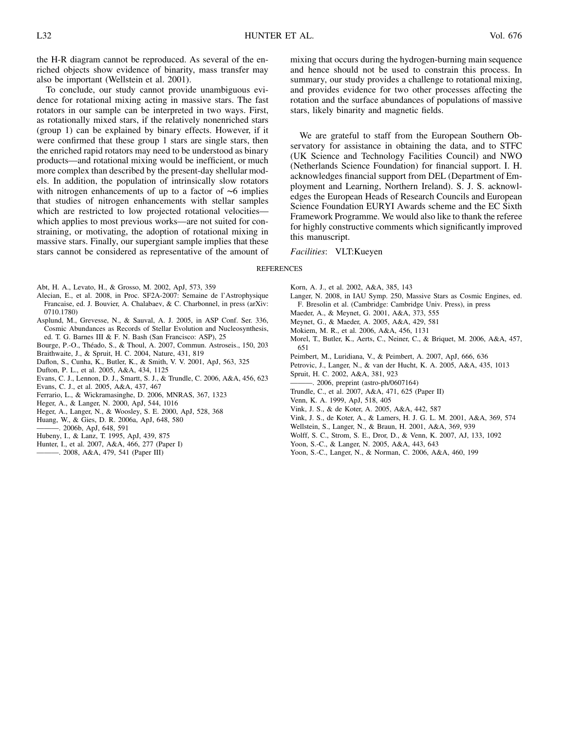the H-R diagram cannot be reproduced. As several of the enriched objects show evidence of binarity, mass transfer may also be important (Wellstein et al. 2001).

To conclude, our study cannot provide unambiguous evidence for rotational mixing acting in massive stars. The fast rotators in our sample can be interpreted in two ways. First, as rotationally mixed stars, if the relatively nonenriched stars (group 1) can be explained by binary effects. However, if it were confirmed that these group 1 stars are single stars, then the enriched rapid rotators may need to be understood as binary products—and rotational mixing would be inefficient, or much more complex than described by the present-day shellular models. In addition, the population of intrinsically slow rotators with nitrogen enhancements of up to a factor of ∼6 implies that studies of nitrogen enhancements with stellar samples which are restricted to low projected rotational velocities—which applies to most previous works—are not suited for constraining, or motivating, the adoption of rotational mixing in massive stars. Finally, our supergiant sample implies that these stars cannot be considered as representative of the amount of mixing that occurs during the hydrogen-burning main sequence and hence should not be used to constrain this process. In summary, our study provides a challenge to rotational mixing, and provides evidence for two other processes affecting the rotation and the surface abundances of populations of massive stars, likely binarity and magnetic fields.

We are grateful to staff from the European Southern Observatory for assistance in obtaining the data, and to STFC (UK Science and Technology Facilities Council) and NWO (Netherlands Science Foundation) for financial support. I. H. acknowledges financial support from DEL (Department of Employment and Learning, Northern Ireland). S. J. S. acknowledges the European Heads of Research Councils and European Science Foundation EURYI Awards scheme and the EC Sixth Framework Programme. We would also like to thank the referee for highly constructive comments which significantly improved this manuscript.

*Facilities*: VLT:Kueyen

## REFERENCES

Abt, H. A., Levato, H., & Grosso, M. 2002, ApJ, 573, 359
Alecian, E., et al. 2008, in Proc. SF2A-2007: Semaine de l'Astrophysique Francaise, ed. J. Bouvier, A. Chalabaev, & C. Charbonnel, in press (arXiv:0710.1780)
Asplund, M., Grevesse, N., & Sauval, A. J. 2005, in ASP Conf. Ser. 336, Cosmic Abundances as Records of Stellar Evolution and Nucleosynthesis, ed. T. G. Barnes III & F. N. Bash (San Francisco: ASP), 25
Bourge, P.-O., Théado, S., & Thoul, A. 2007, Commun. Astroseis., 150, 203
Braithwaite, J., & Spruit, H. C. 2004, Nature, 431, 819
Daflon, S., Cunha, K., Butler, K., & Smith, V. V. 2001, ApJ, 563, 325
Dufton, P. L., et al. 2005, A&A, 434, 1125
Evans, C. J., Lennon, D. J., Smartt, S. J., & Trundle, C. 2006, A&A, 456, 623
Evans, C. J., et al. 2005, A&A, 437, 467
Ferrario, L., & Wickramasinghe, D. 2006, MNRAS, 367, 1323
Heger, A., & Langer, N. 2000, ApJ, 544, 1016
Heger, A., Langer, N., & Woosley, S. E. 2000, ApJ, 528, 368
Huang, W., & Gies, D. R. 2006a, ApJ, 648, 580
———. 2006b, ApJ, 648, 591
Hubeny, I., & Lanz, T. 1995, ApJ, 439, 875
Hunter, I., et al. 2007, A&A, 466, 277 (Paper I)
———. 2008, A&A, 479, 541 (Paper III)
Korn, A. J., et al. 2002, A&A, 385, 143
Langer, N. 2008, in IAU Symp. 250, Massive Stars as Cosmic Engines, ed. F. Bresolin et al. (Cambridge: Cambridge Univ. Press), in press
Maeder, A., & Meynet, G. 2001, A&A, 373, 555
Meynet, G., & Maeder, A. 2005, A&A, 429, 581
Mokiem, M. R., et al. 2006, A&A, 456, 1131
Morel, T., Butler, K., Aerts, C., Neiner, C., & Briquet, M. 2006, A&A, 457, 651
Peimbert, M., Luridiana, V., & Peimbert, A. 2007, ApJ, 666, 636
Petrovic, J., Langer, N., & van der Hucht, K. A. 2005, A&A, 435, 1013
Spruit, H. C. 2002, A&A, 381, 923
———. 2006, preprint (astro-ph/0607164)
Trundle, C., et al. 2007, A&A, 471, 625 (Paper II)
Venn, K. A. 1999, ApJ, 518, 405
Vink, J. S., & de Koter, A. 2005, A&A, 442, 587
Vink, J. S., de Koter, A., & Lamers, H. J. G. L. M. 2001, A&A, 369, 574
Wellstein, S., Langer, N., & Braun, H. 2001, A&A, 369, 939
Wolff, S. C., Strom, S. E., Dror, D., & Venn, K. 2007, AJ, 133, 1092
Yoon, S.-C., & Langer, N. 2005, A&A, 443, 643
Yoon, S.-C., Langer, N., & Norman, C. 2006, A&A, 460, 199